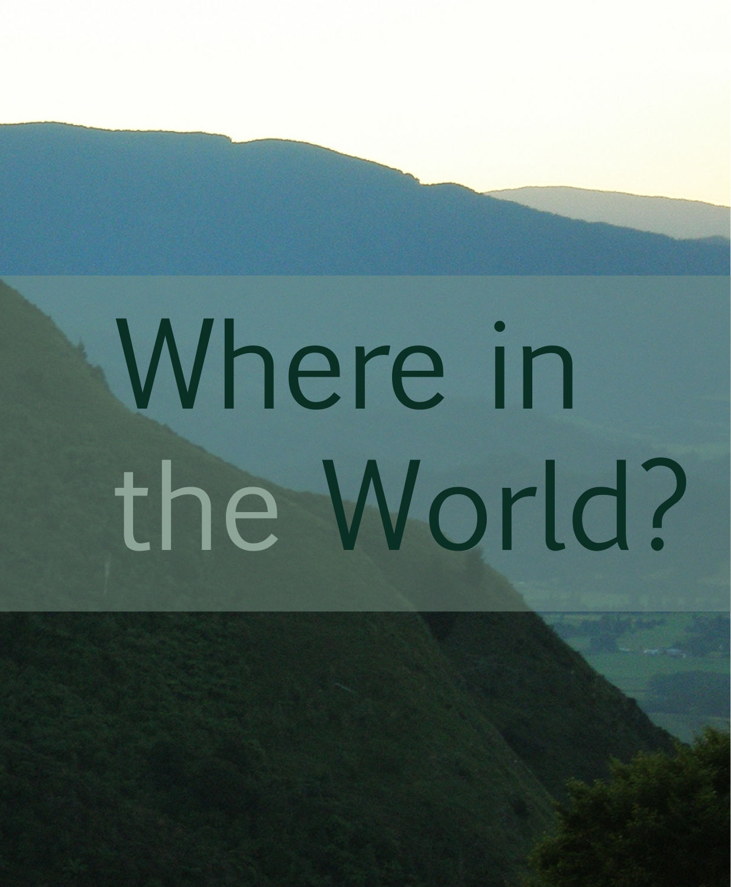# Where in the World?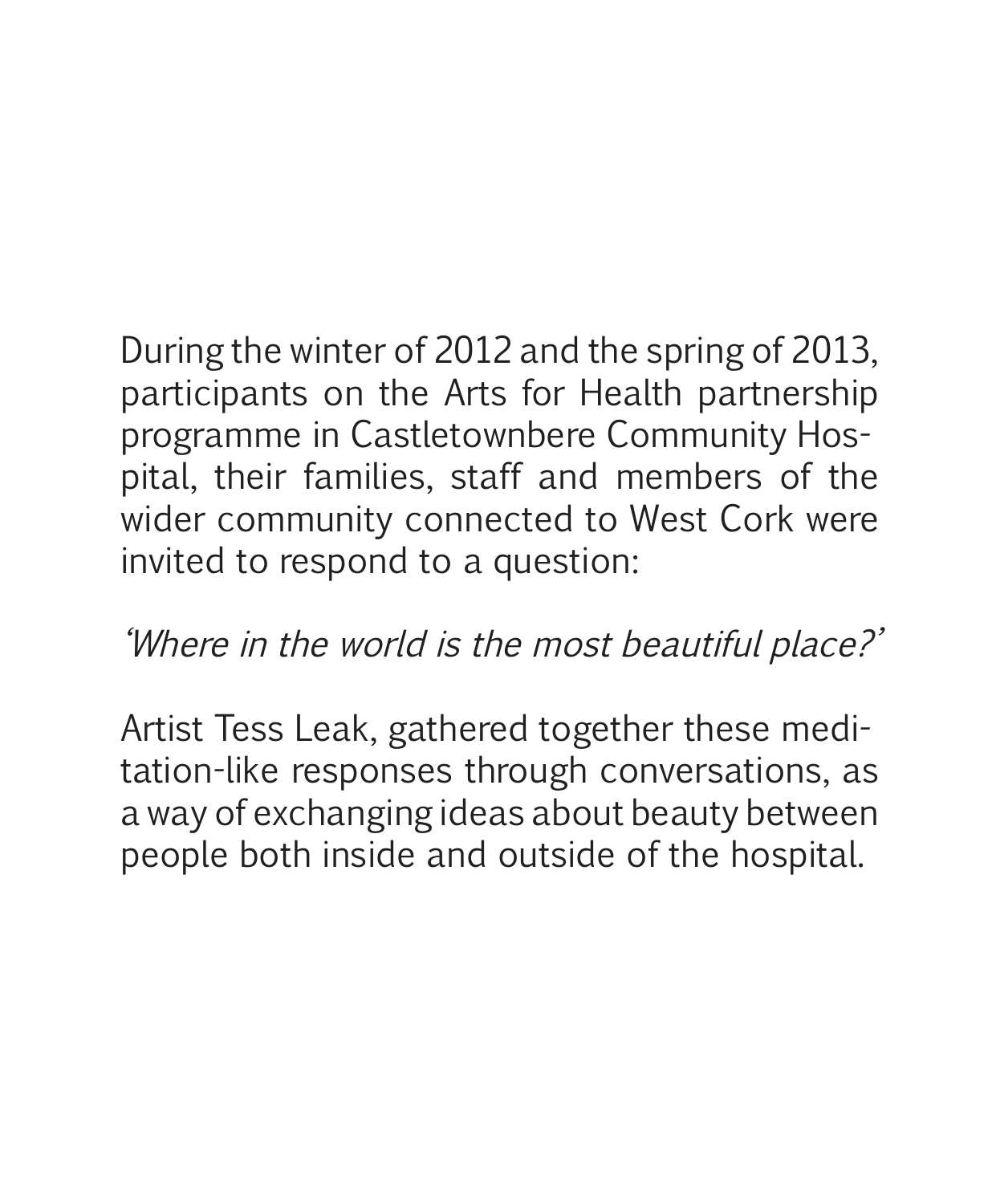During the winter of 2012 and the spring of 2013, participants on the Arts for Health partnership programme in Castletownbere Community Hospital, their families, staff and members of the wider community connected to West Cork were invited to respond to a question:

*'Where in the world is the most beautiful place?'*

Artist Tess Leak, gathered together these meditation-like responses through conversations, as a way of exchanging ideas about beauty between people both inside and outside of the hospital.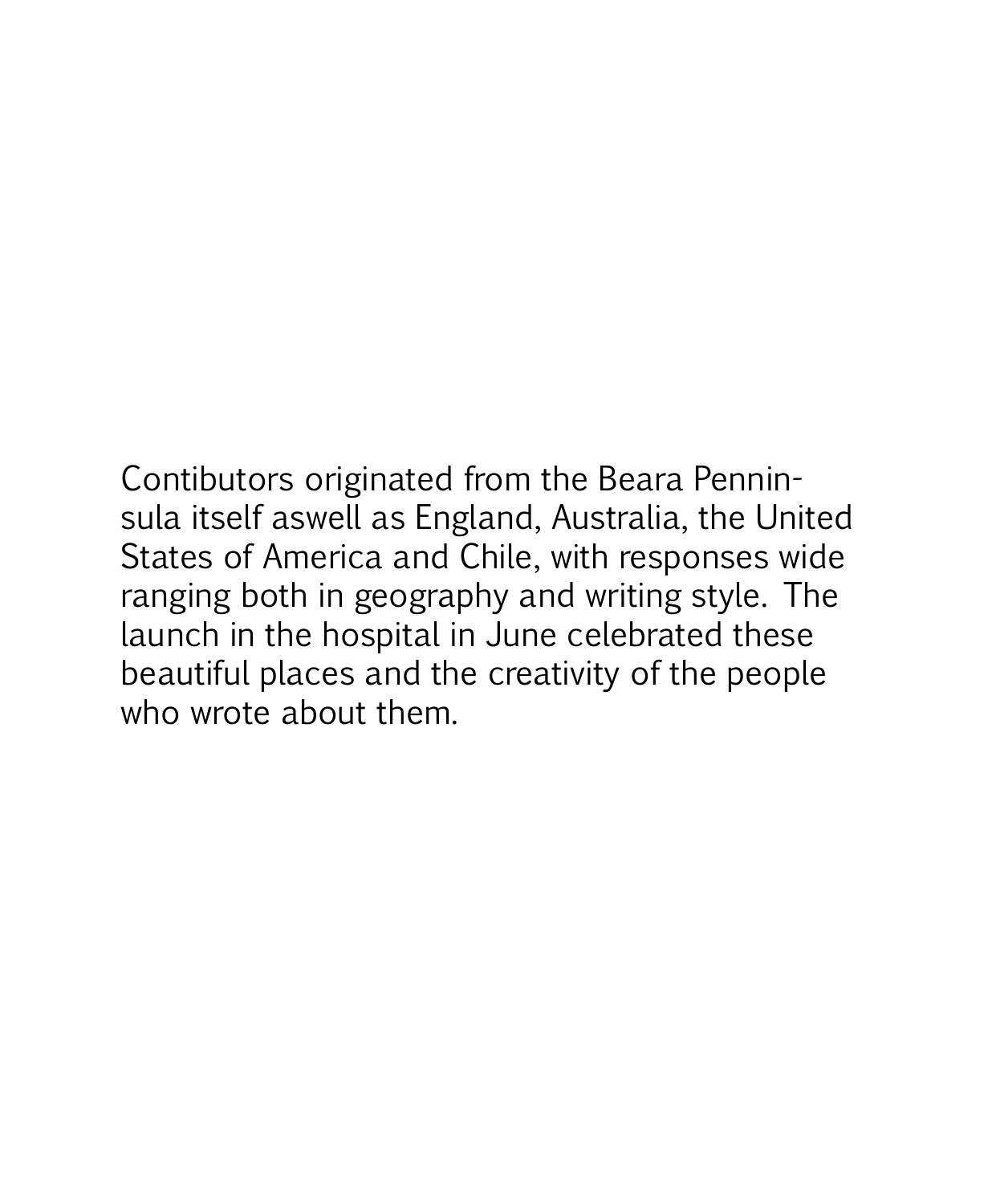Contibutors originated from the Beara Pennin-sula itself aswell as England, Australia, the United States of America and Chile, with responses wide ranging both in geography and writing style. The launch in the hospital in June celebrated these beautiful places and the creativity of the people who wrote about them.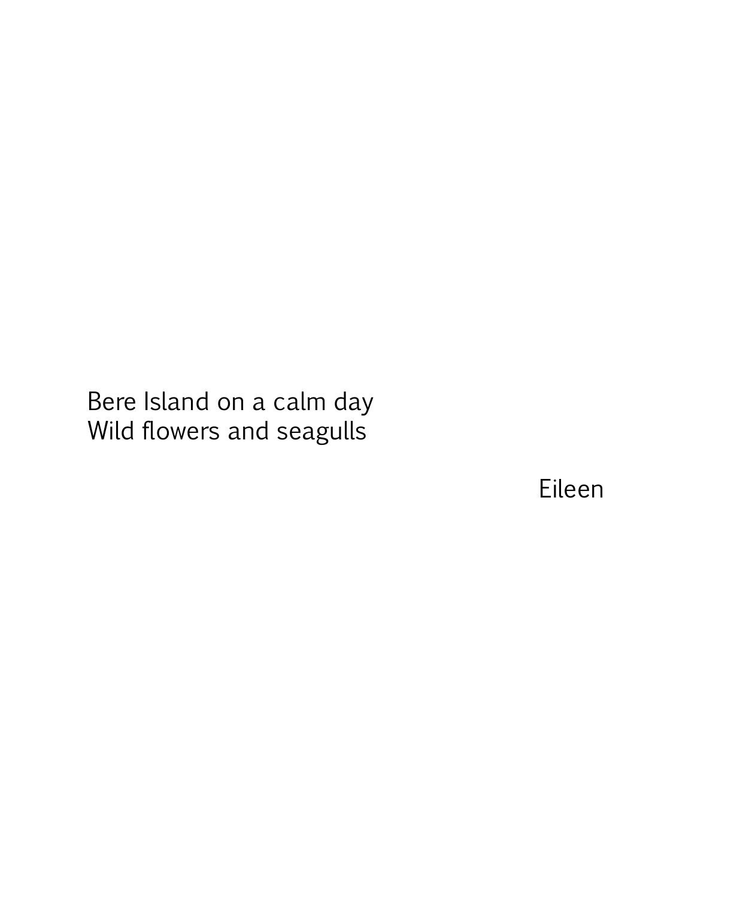Bere Island on a calm day
Wild flowers and seagulls

Eileen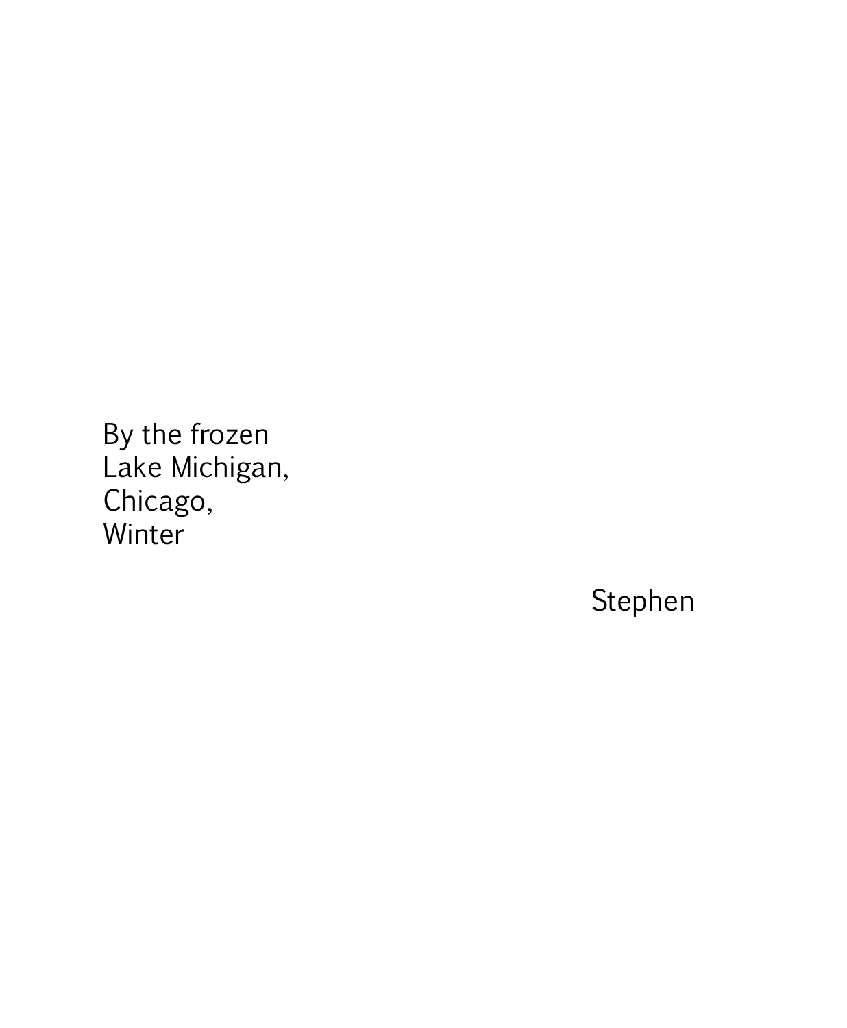By the frozen
Lake Michigan,
Chicago,
Winter

Stephen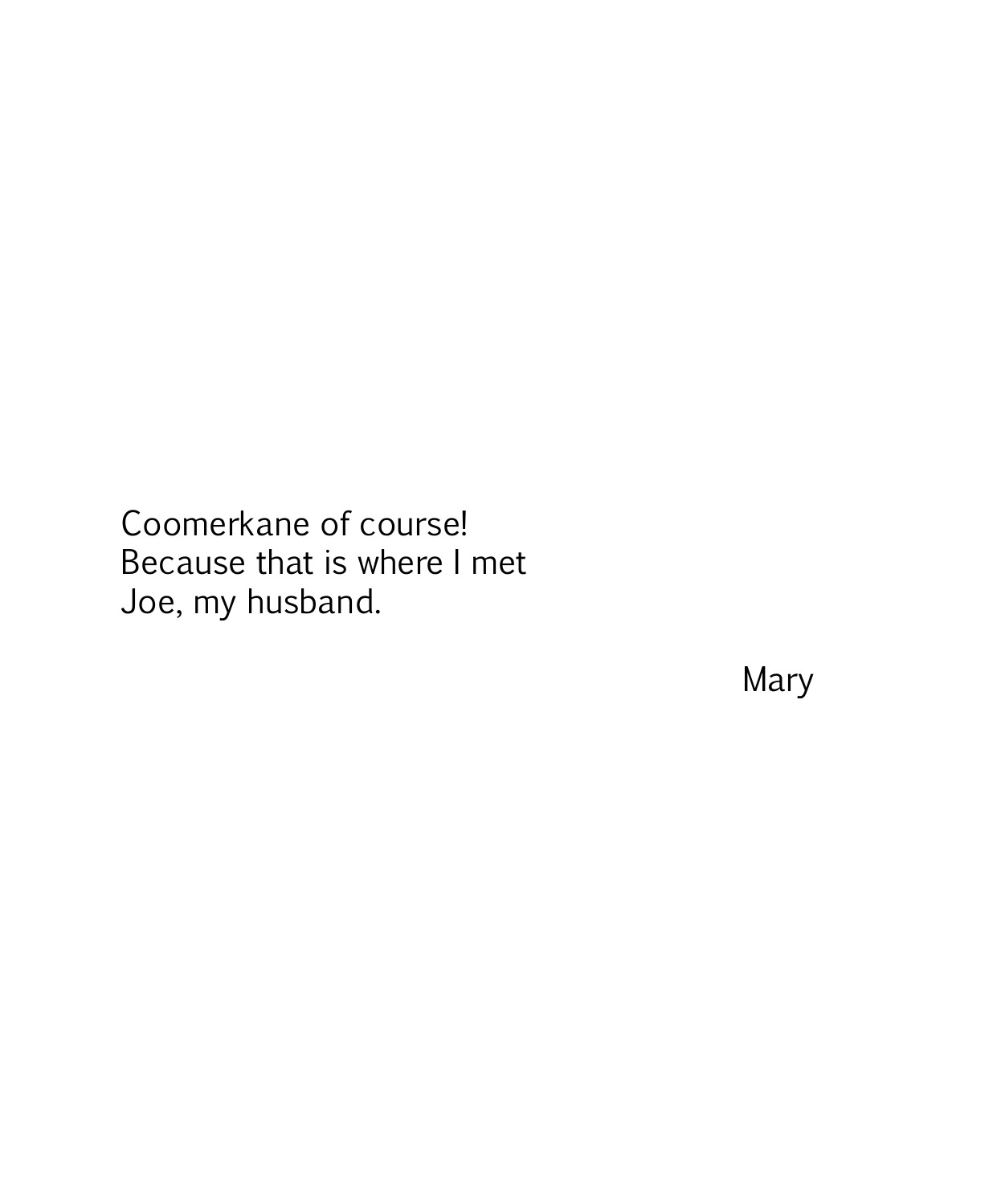Coomerkane of course!
Because that is where I met
Joe, my husband.

Mary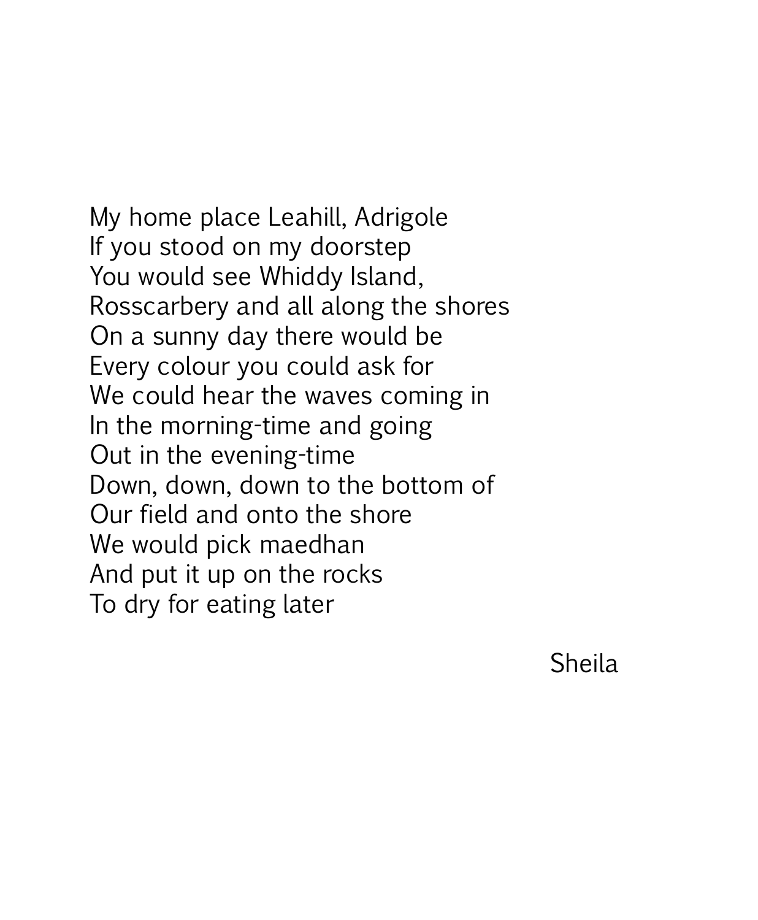My home place Leahill, Adrigole
If you stood on my doorstep
You would see Whiddy Island,
Rosscarbery and all along the shores
On a sunny day there would be
Every colour you could ask for
We could hear the waves coming in
In the morning-time and going
Out in the evening-time
Down, down, down to the bottom of
Our field and onto the shore
We would pick maedhan
And put it up on the rocks
To dry for eating later

Sheila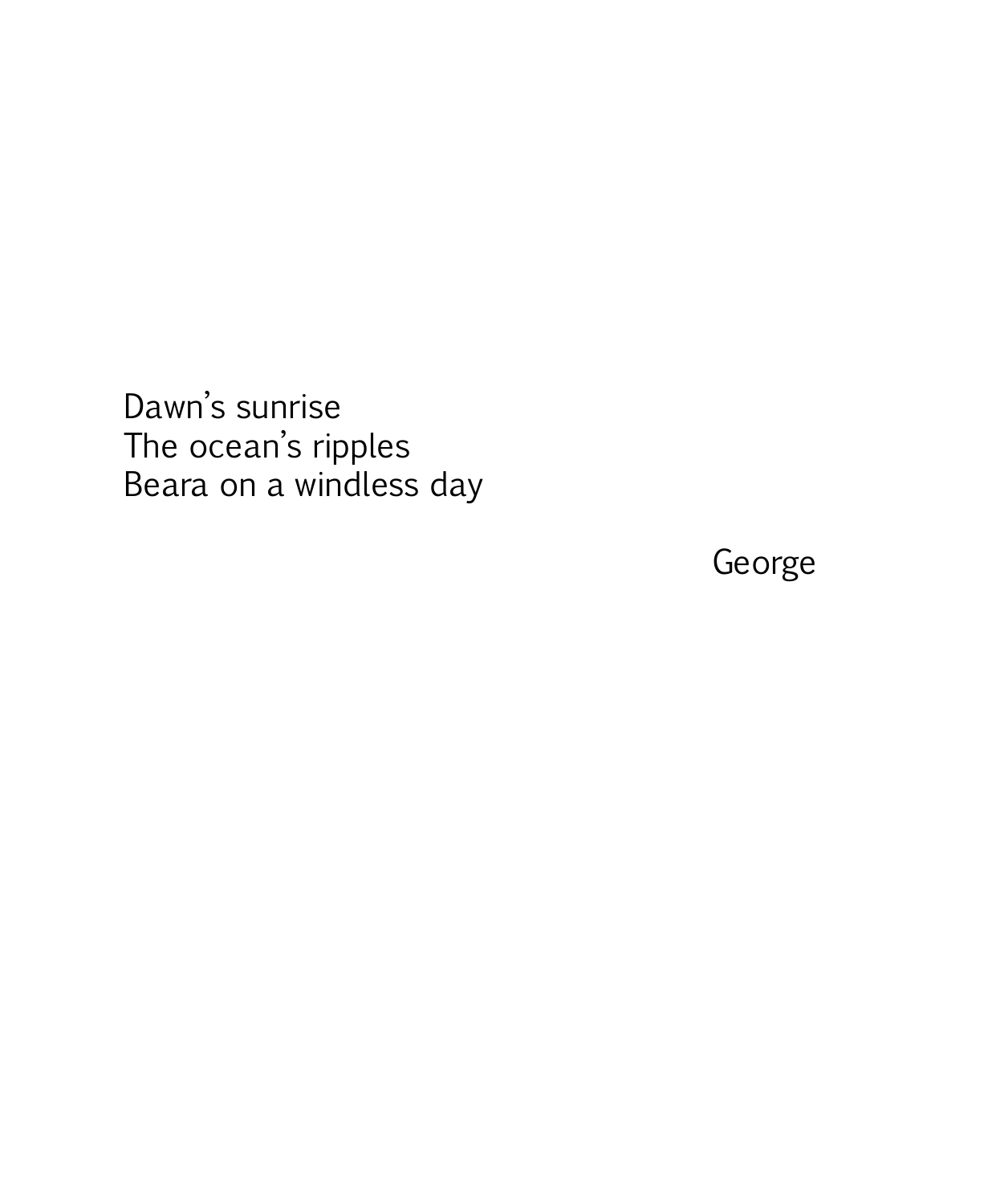Dawn’s sunrise  
The ocean’s ripples  
Beara on a windless day

George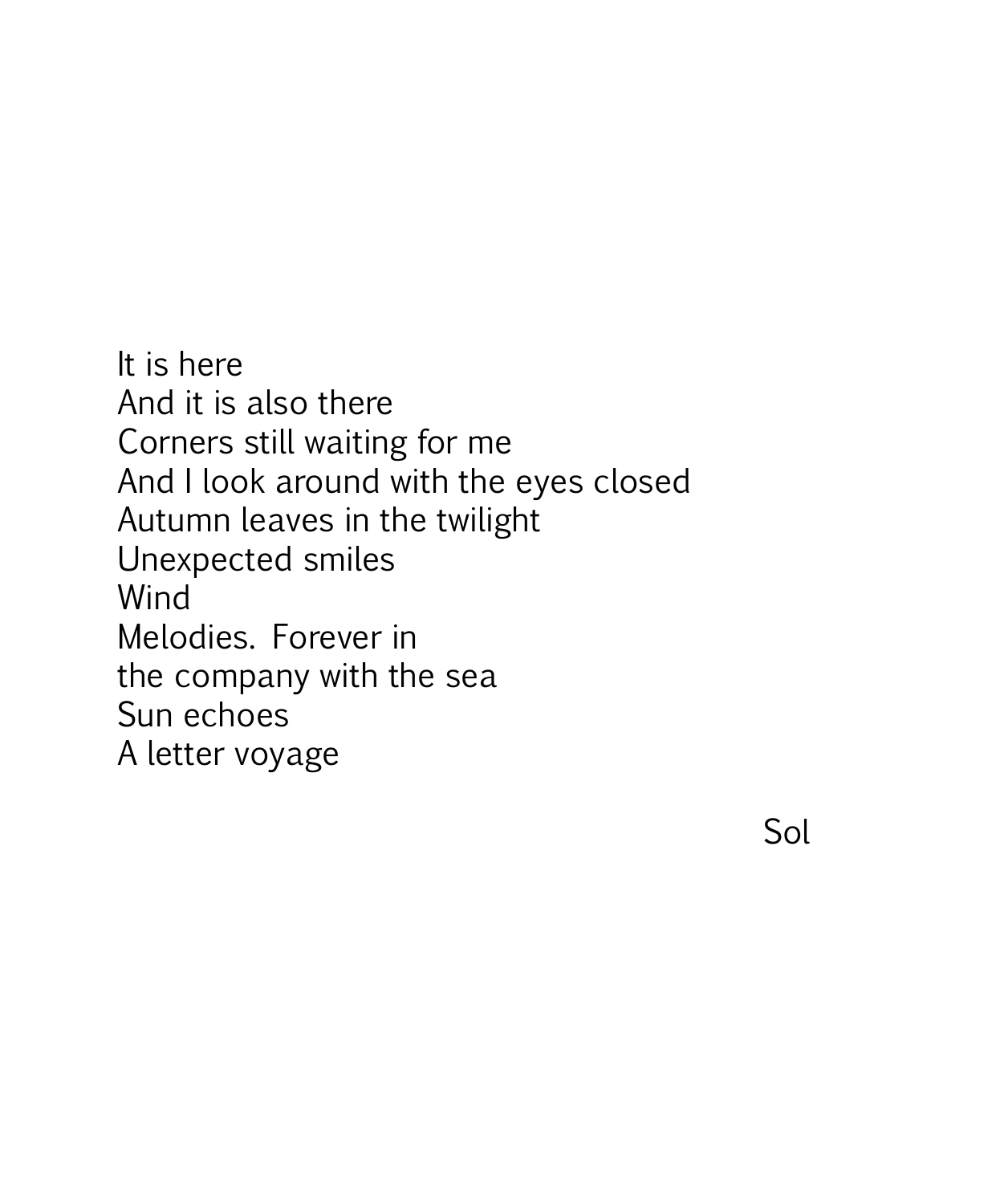It is here  
And it is also there  
Corners still waiting for me  
And I look around with the eyes closed  
Autumn leaves in the twilight  
Unexpected smiles  
Wind  
Melodies. Forever in  
the company with the sea  
Sun echoes  
A letter voyage

Sol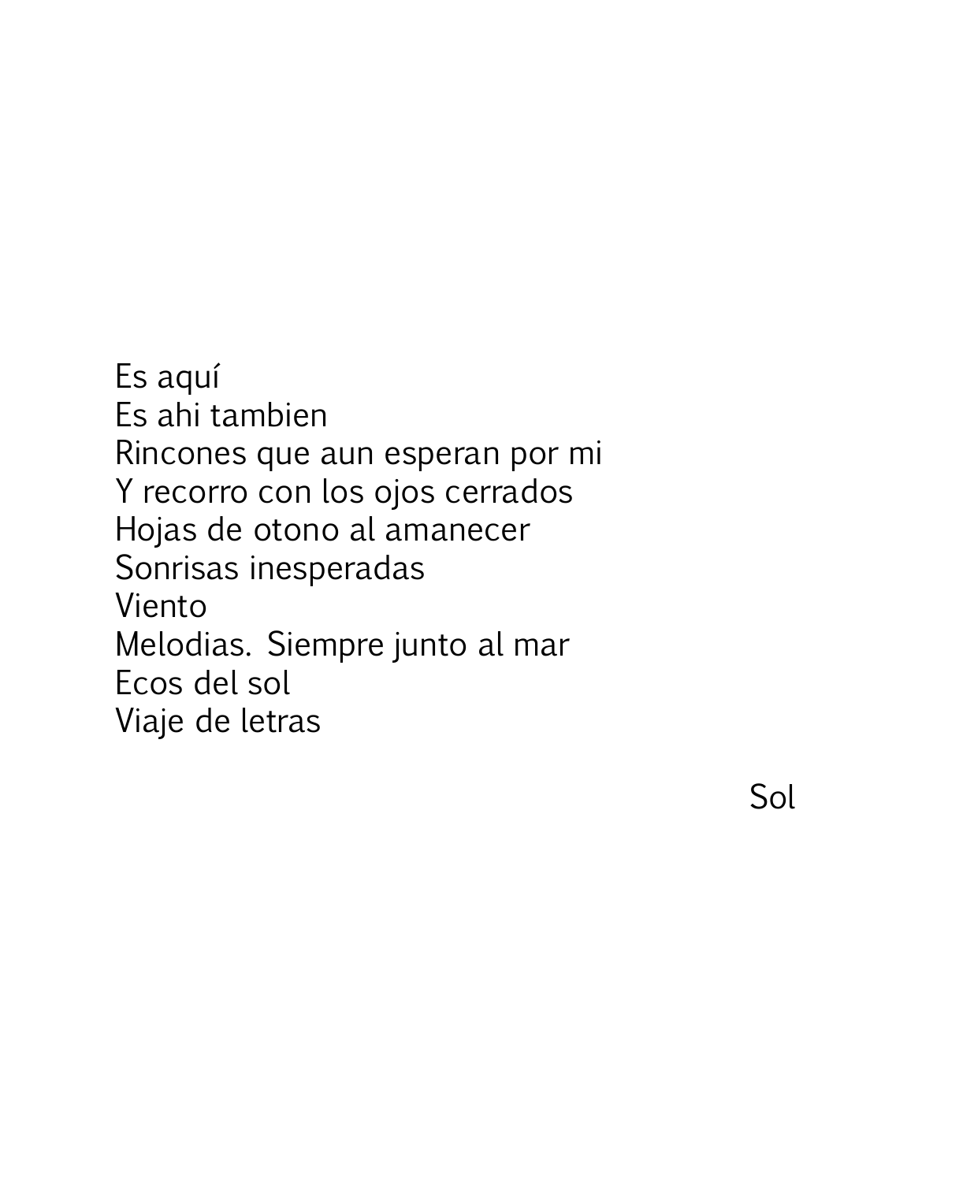Es aquí  
Es ahi tambien  
Rincones que aun esperan por mi  
Y recorro con los ojos cerrados  
Hojas de otono al amanecer  
Sonrisas inesperadas  
Viento  
Melodias.  Siempre junto al mar  
Ecos del sol  
Viaje de letras

Sol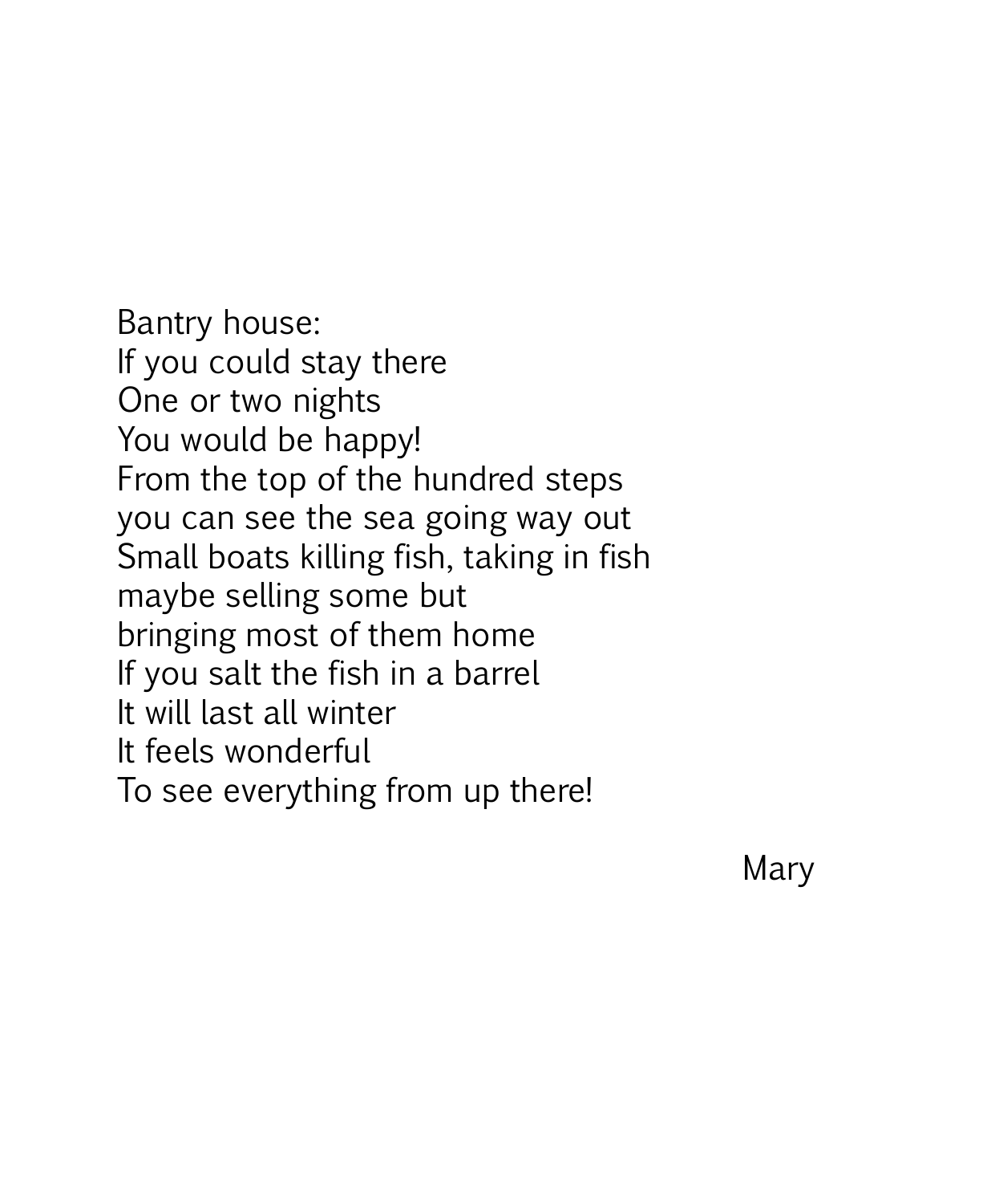Bantry house:  
If you could stay there  
One or two nights  
You would be happy!  
From the top of the hundred steps  
you can see the sea going way out  
Small boats killing fish, taking in fish  
maybe selling some but  
bringing most of them home  
If you salt the fish in a barrel  
It will last all winter  
It feels wonderful  
To see everything from up there!

Mary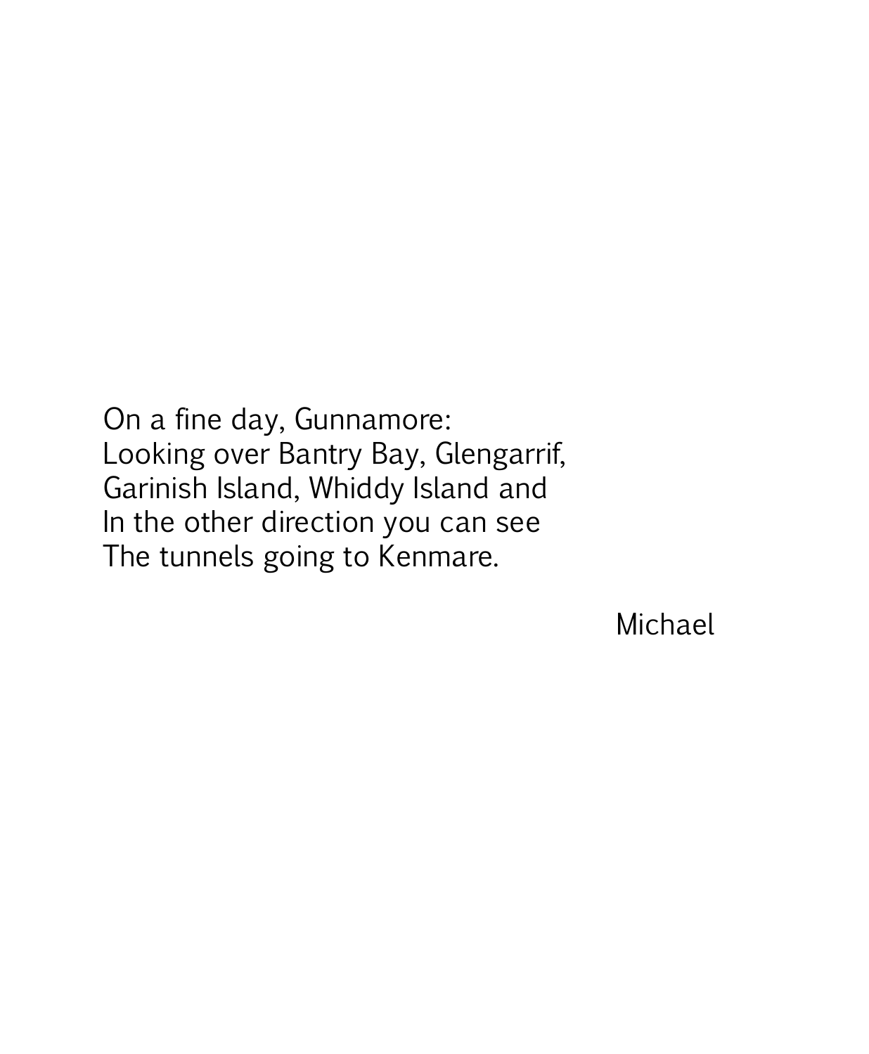On a fine day, Gunnamore:  
Looking over Bantry Bay, Glengarrif,  
Garinish Island, Whiddy Island and  
In the other direction you can see  
The tunnels going to Kenmare.

Michael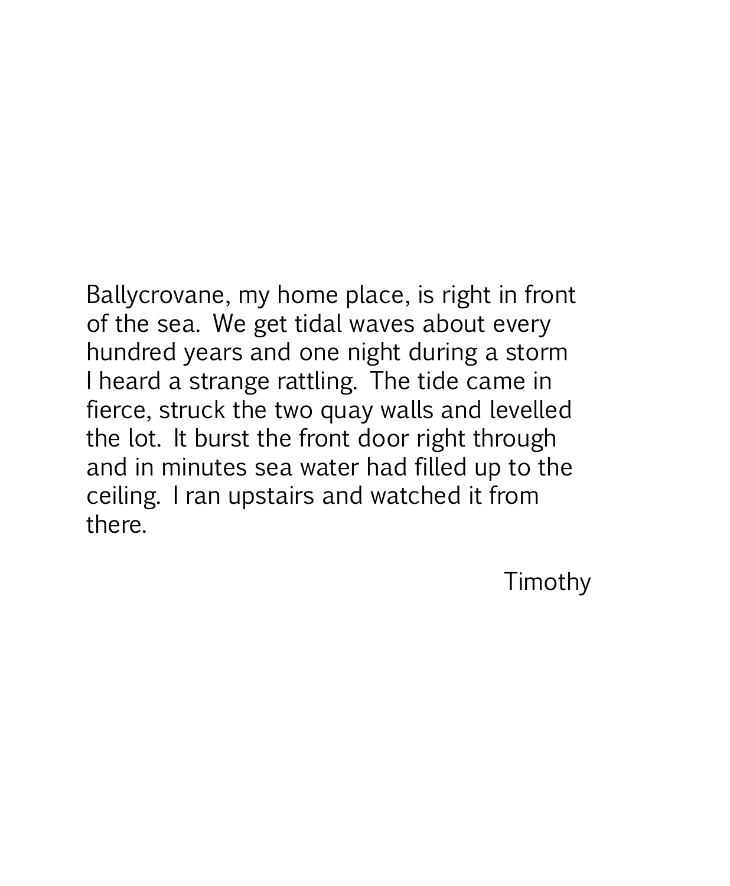Ballycrovane, my home place, is right in front of the sea. We get tidal waves about every hundred years and one night during a storm I heard a strange rattling. The tide came in fierce, struck the two quay walls and levelled the lot. It burst the front door right through and in minutes sea water had filled up to the ceiling. I ran upstairs and watched it from there.

Timothy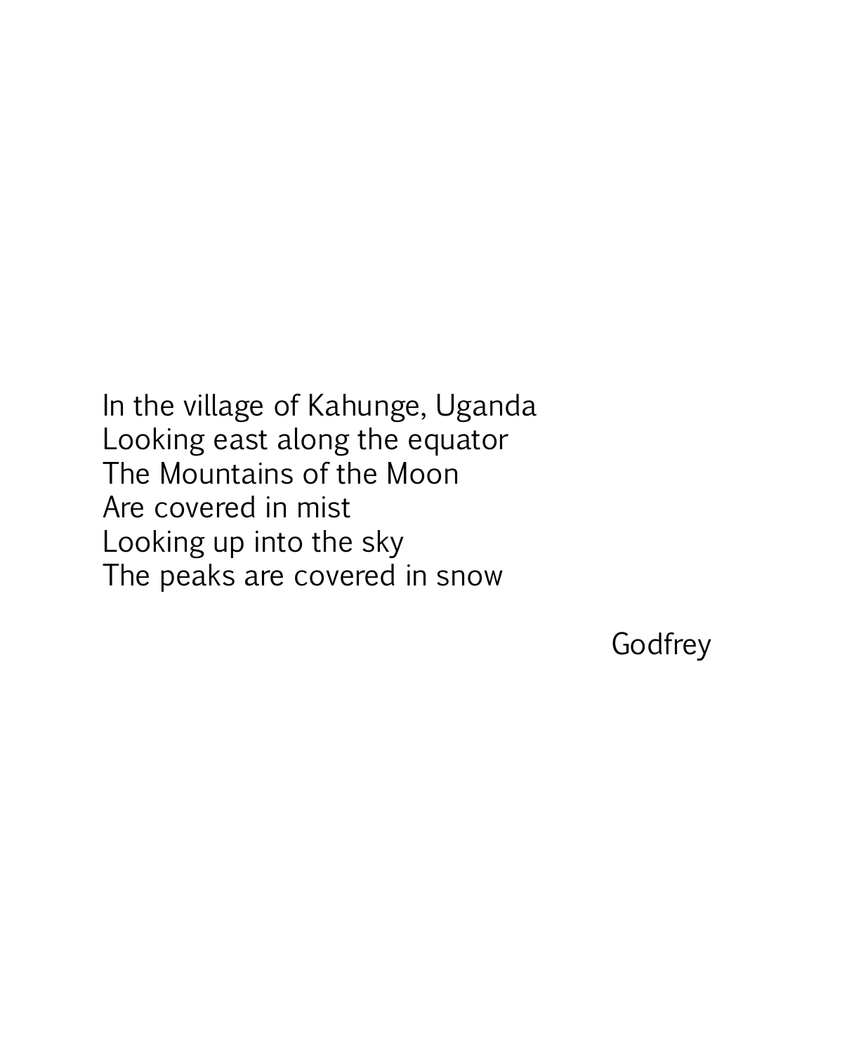In the village of Kahunge, Uganda  
Looking east along the equator  
The Mountains of the Moon  
Are covered in mist  
Looking up into the sky  
The peaks are covered in snow

Godfrey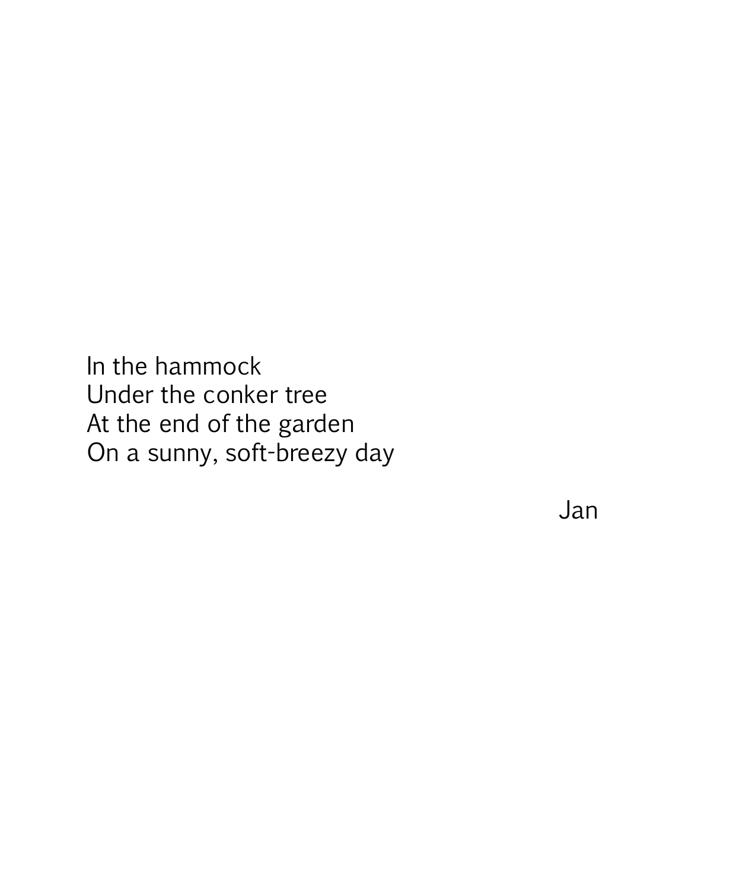In the hammock  
Under the conker tree  
At the end of the garden  
On a sunny, soft-breezy day

Jan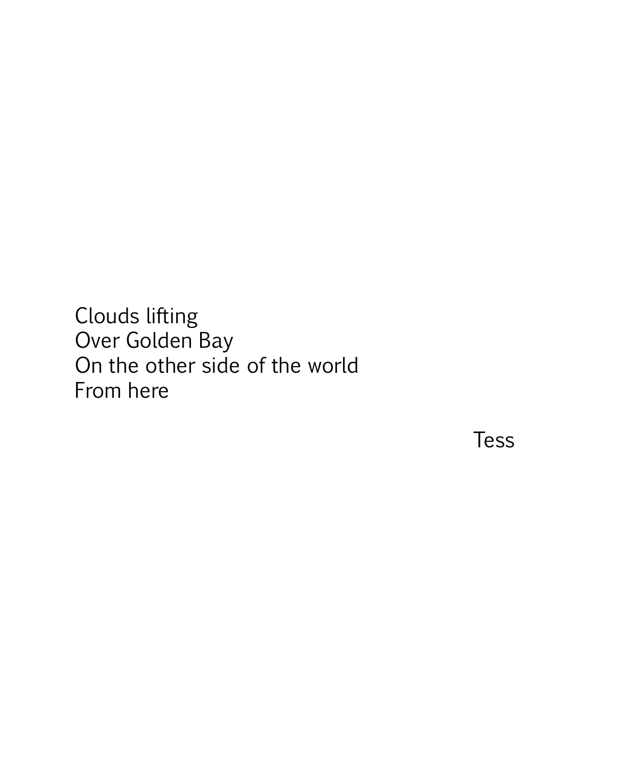Clouds lifting  
Over Golden Bay  
On the other side of the world  
From here

Tess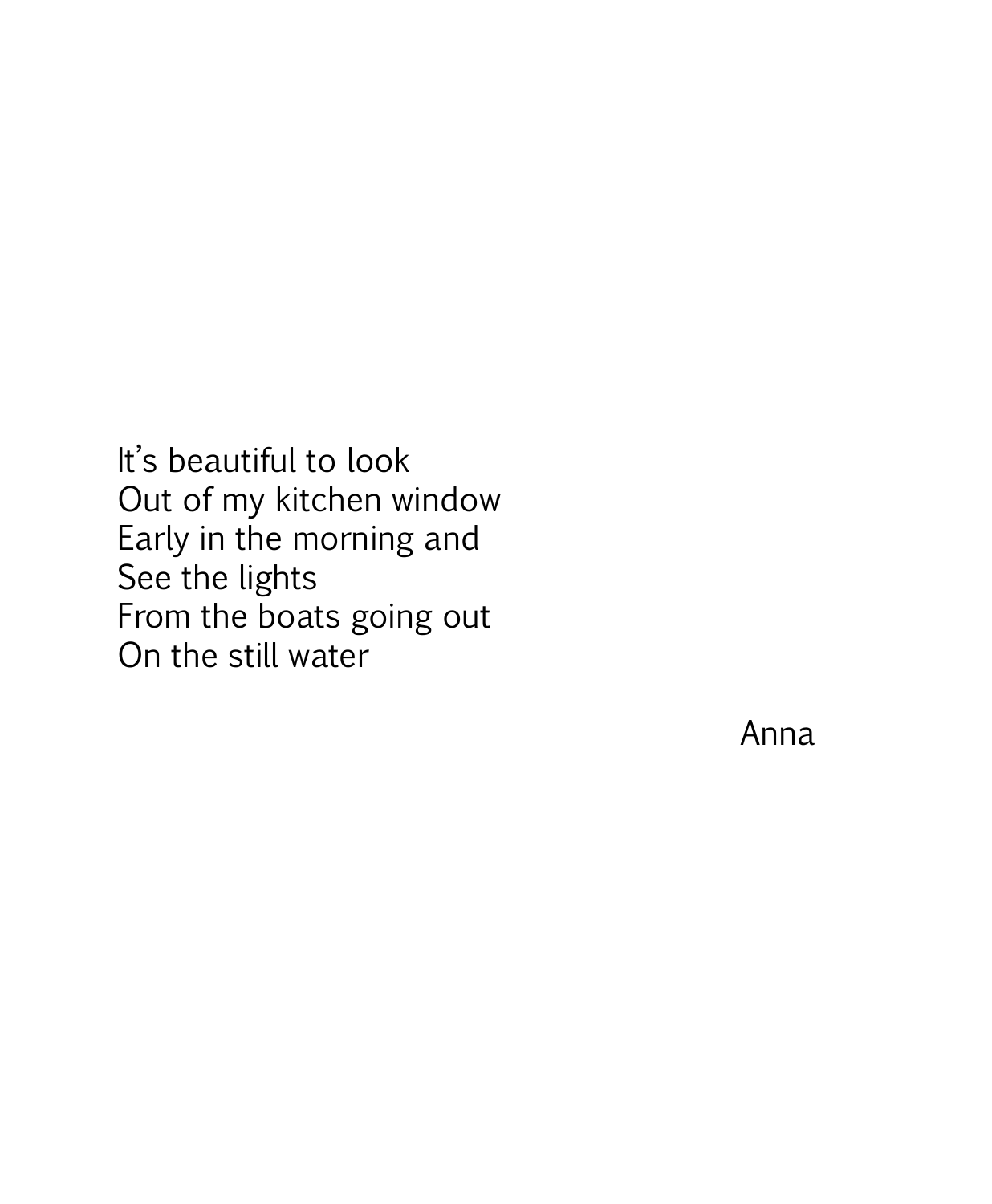It’s beautiful to look  
Out of my kitchen window  
Early in the morning and  
See the lights  
From the boats going out  
On the still water

Anna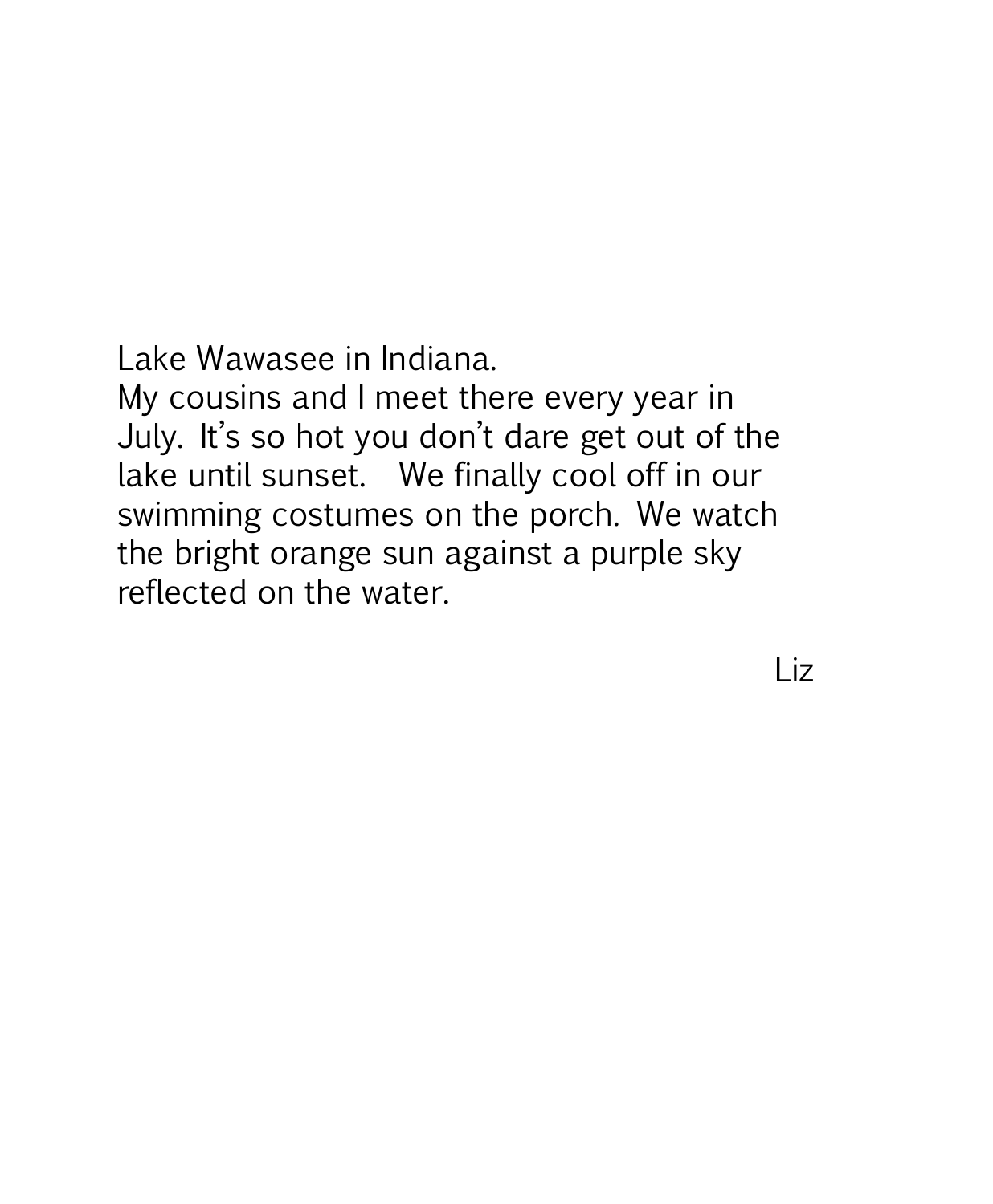Lake Wawasee in Indiana.
My cousins and I meet there every year in July. It's so hot you don't dare get out of the lake until sunset. We finally cool off in our swimming costumes on the porch. We watch the bright orange sun against a purple sky reflected on the water.

Liz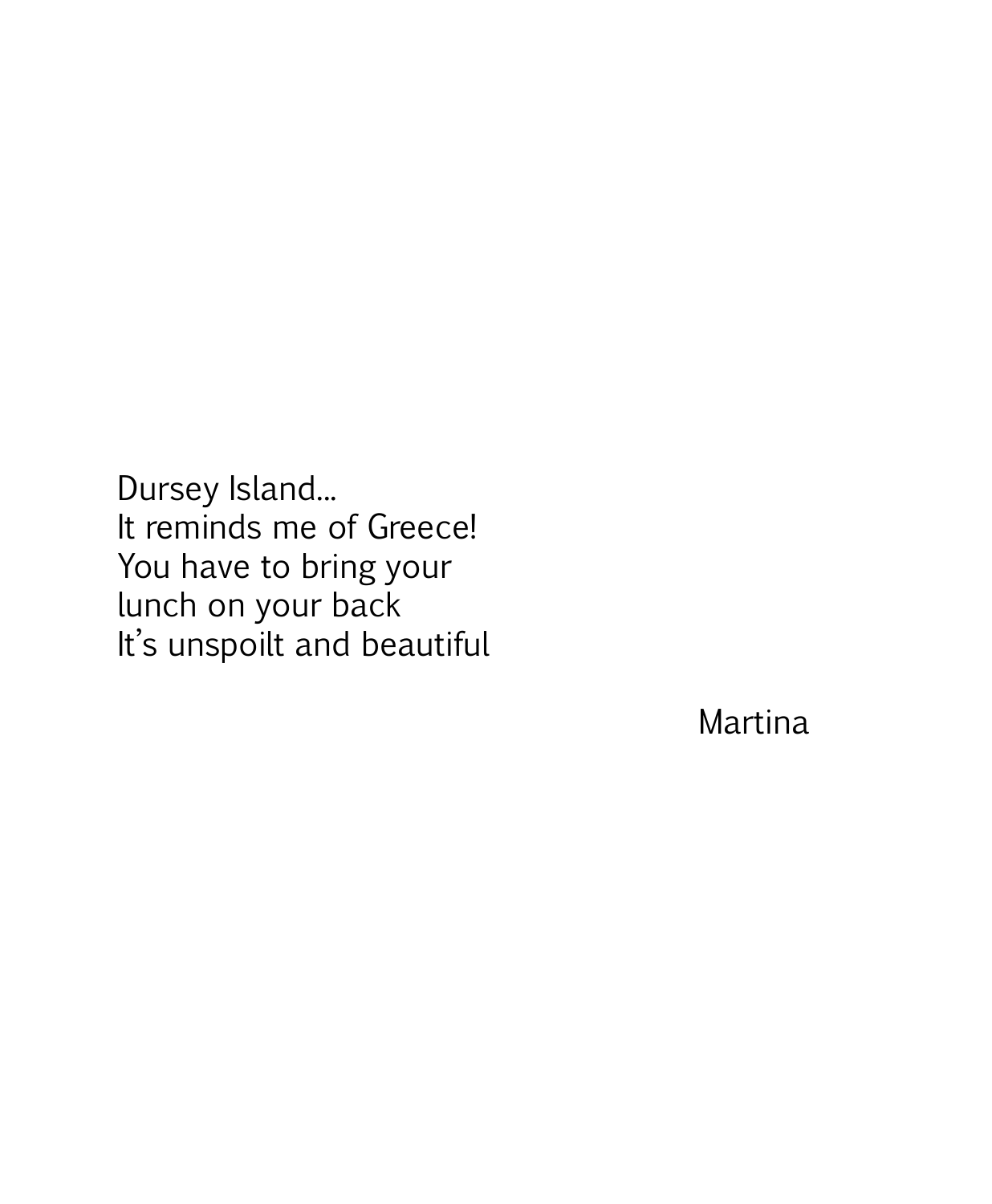Dursey Island...  
It reminds me of Greece!  
You have to bring your  
lunch on your back  
It's unspoilt and beautiful

Martina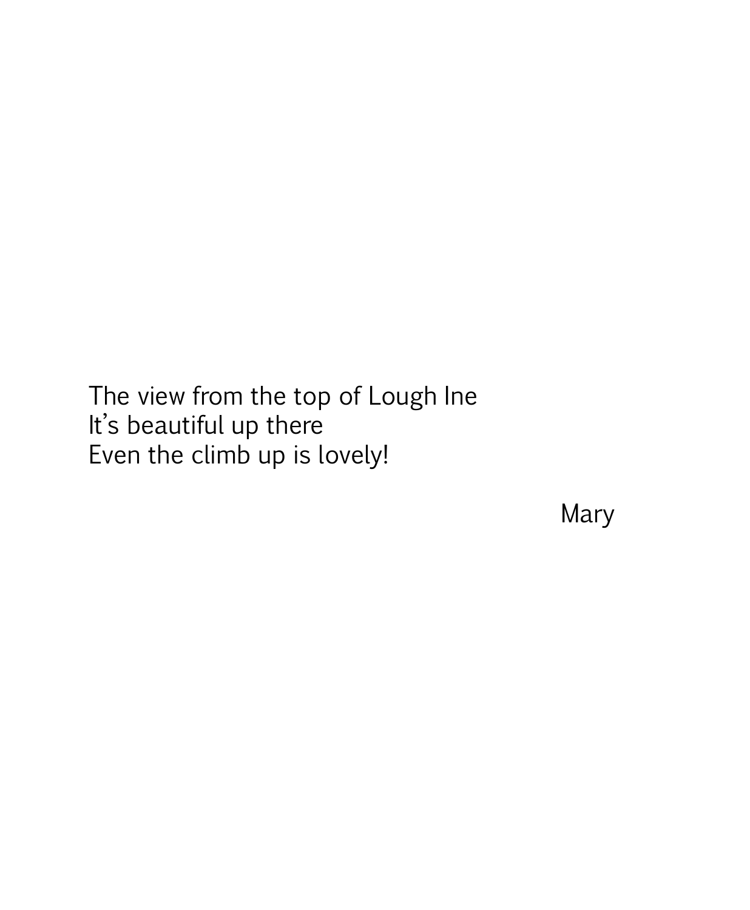The view from the top of Lough Ine
It's beautiful up there
Even the climb up is lovely!

Mary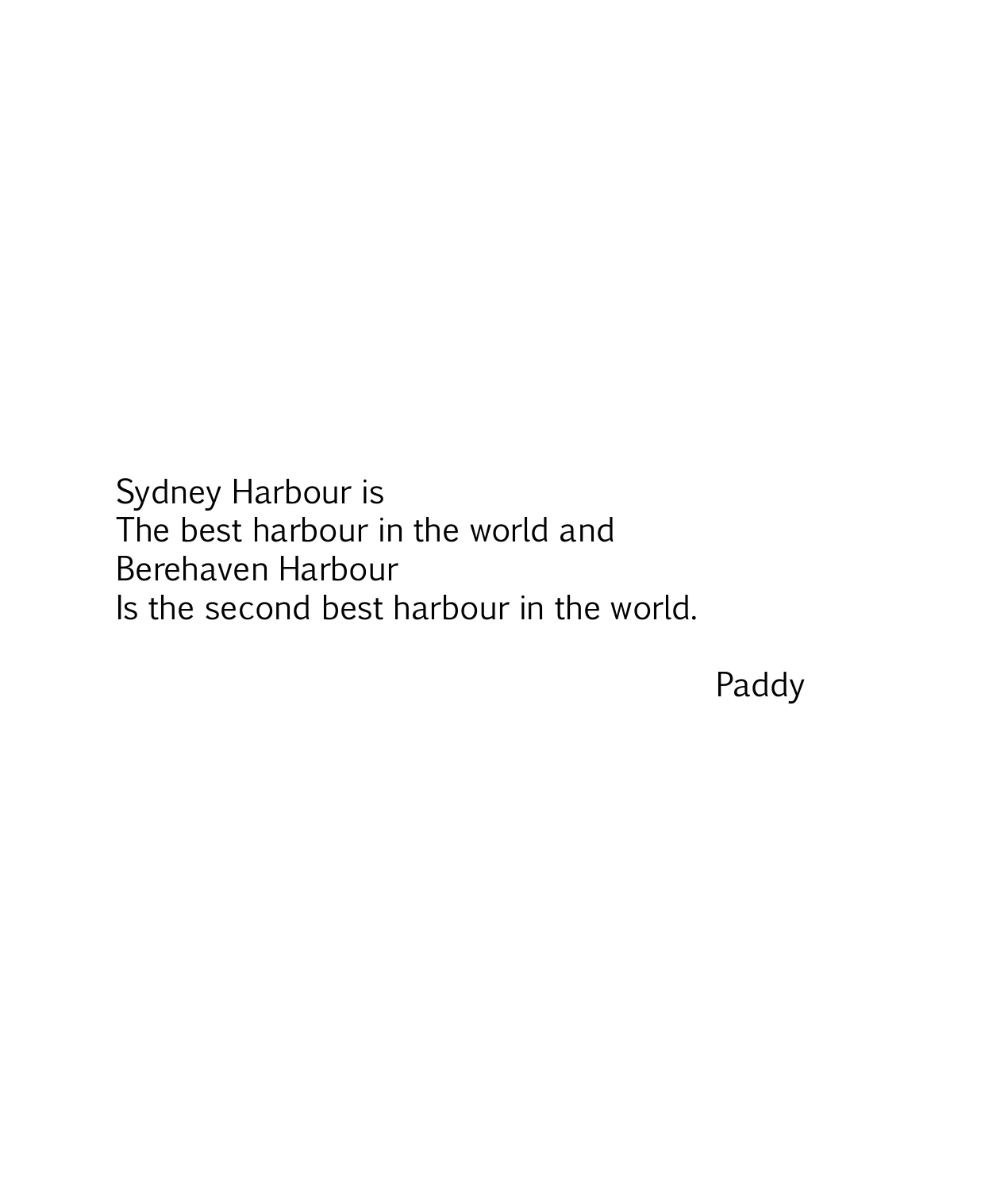Sydney Harbour is  
The best harbour in the world and  
Berehaven Harbour  
Is the second best harbour in the world.

Paddy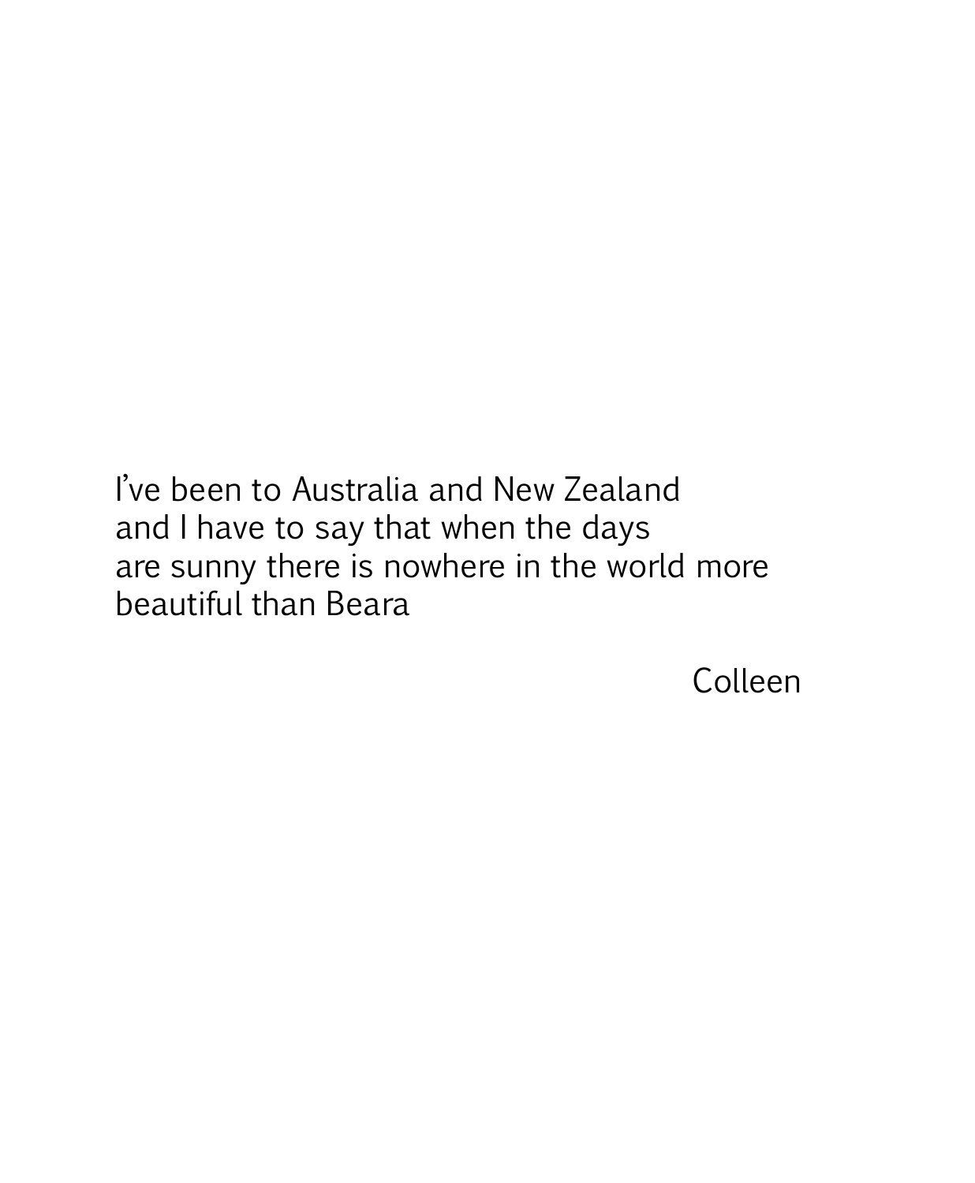I’ve been to Australia and New Zealand
and I have to say that when the days
are sunny there is nowhere in the world more
beautiful than Beara

Colleen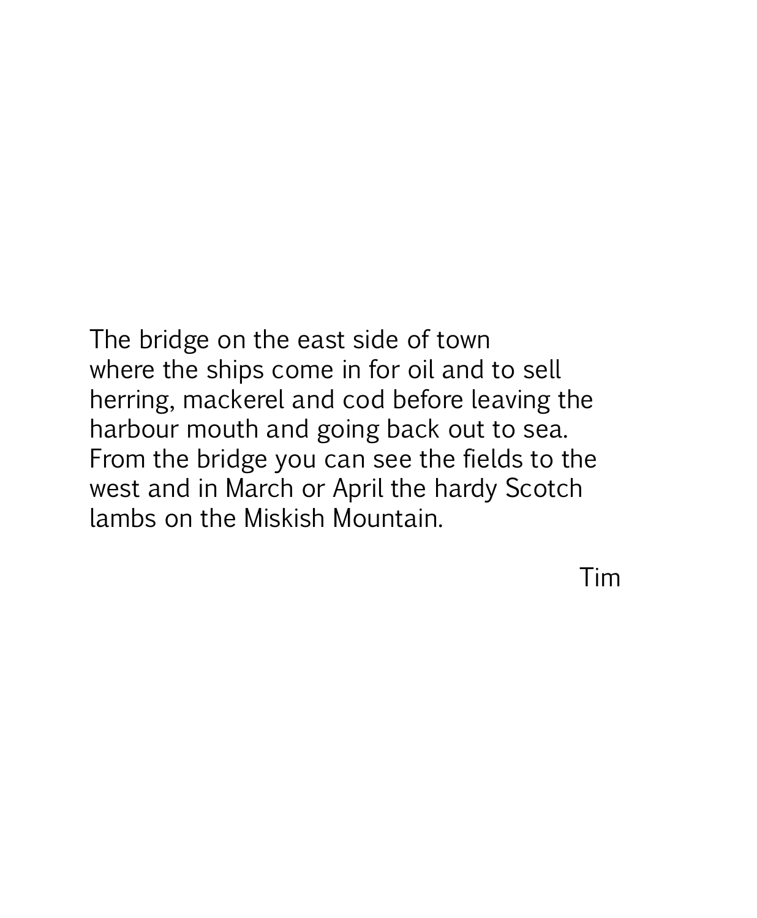The bridge on the east side of town
where the ships come in for oil and to sell
herring, mackerel and cod before leaving the
harbour mouth and going back out to sea.
From the bridge you can see the fields to the
west and in March or April the hardy Scotch
lambs on the Miskish Mountain.

Tim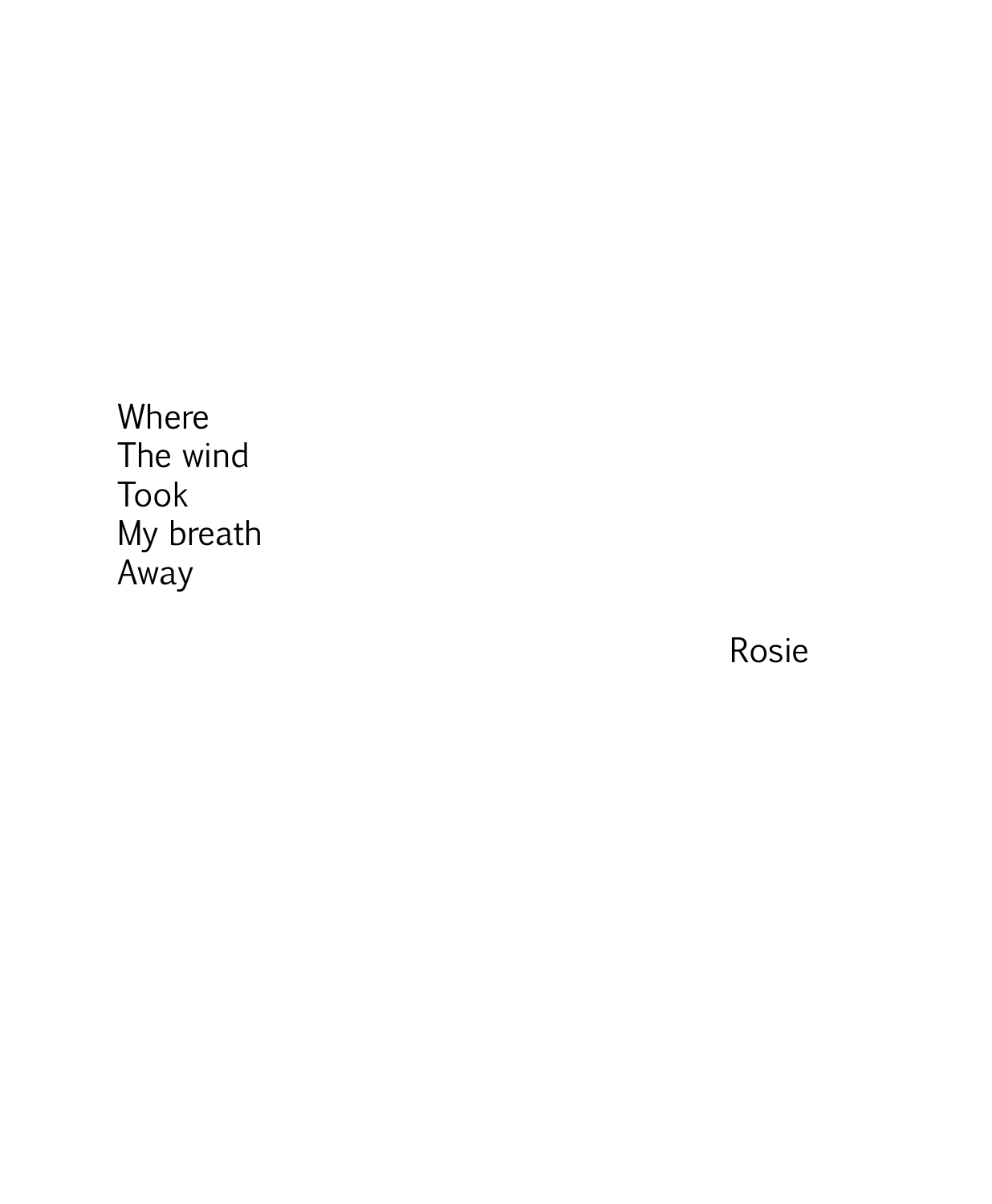Where  
The wind  
Took  
My breath  
Away

Rosie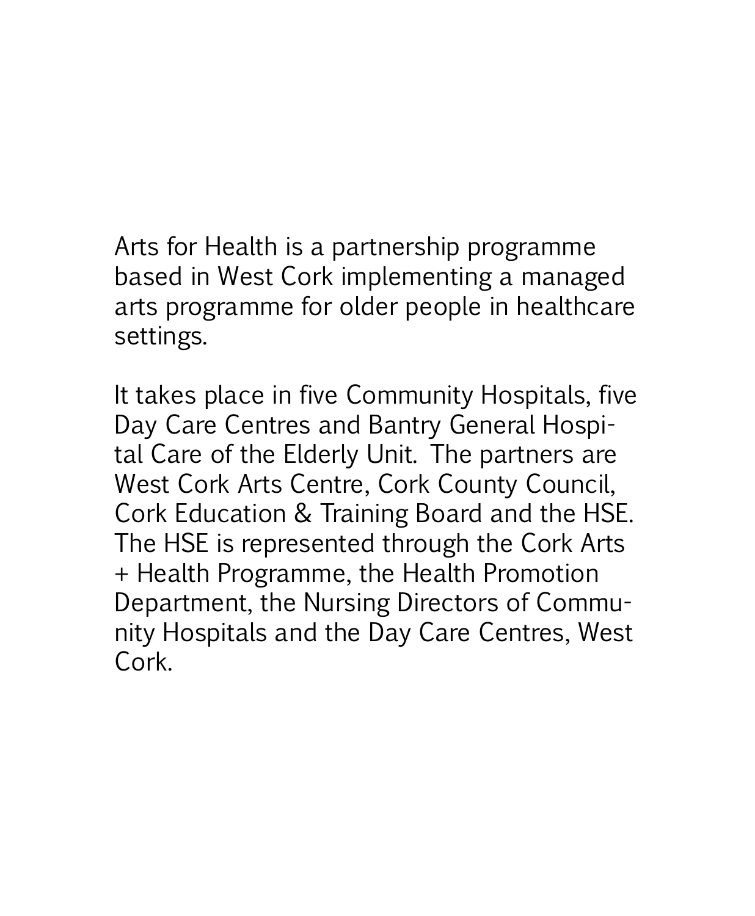Arts for Health is a partnership programme based in West Cork implementing a managed arts programme for older people in healthcare settings.

It takes place in five Community Hospitals, five Day Care Centres and Bantry General Hospital Care of the Elderly Unit. The partners are West Cork Arts Centre, Cork County Council, Cork Education & Training Board and the HSE. The HSE is represented through the Cork Arts + Health Programme, the Health Promotion Department, the Nursing Directors of Community Hospitals and the Day Care Centres, West Cork.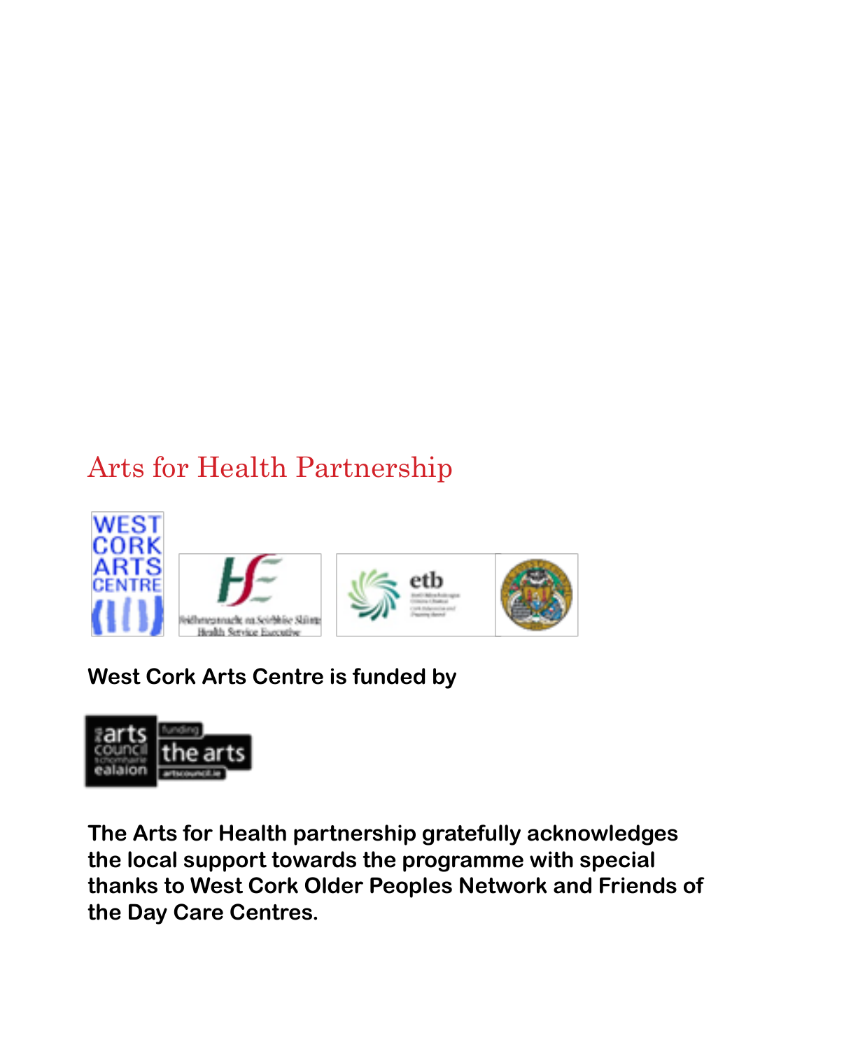## Arts for Health Partnership

**West Cork Arts Centre is funded by**

**The Arts for Health partnership gratefully acknowledges the local support towards the programme with special thanks to West Cork Older Peoples Network and Friends of the Day Care Centres.**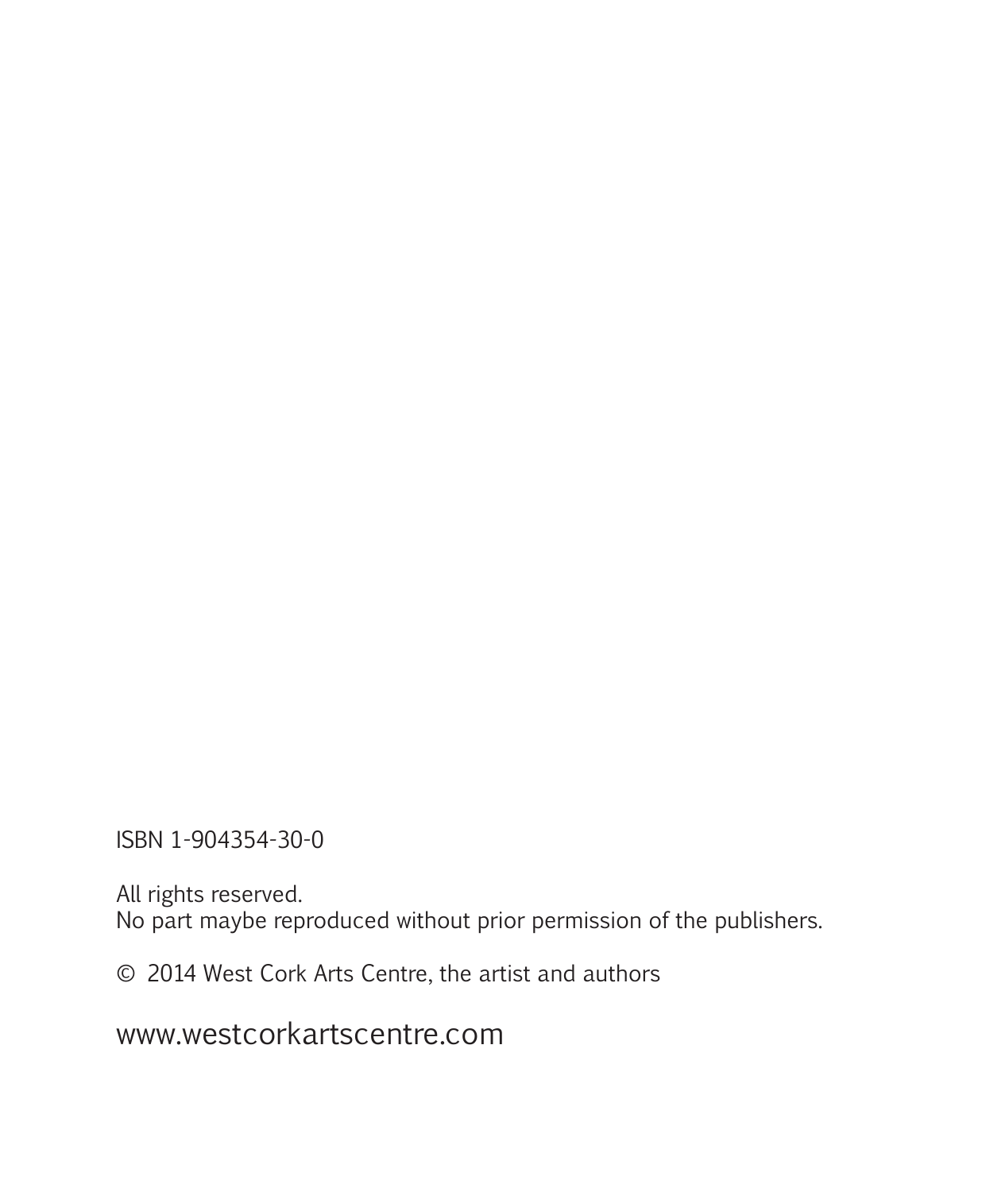ISBN 1-904354-30-0

All rights reserved.
No part maybe reproduced without prior permission of the publishers.

© 2014 West Cork Arts Centre, the artist and authors

www.westcorkartscentre.com